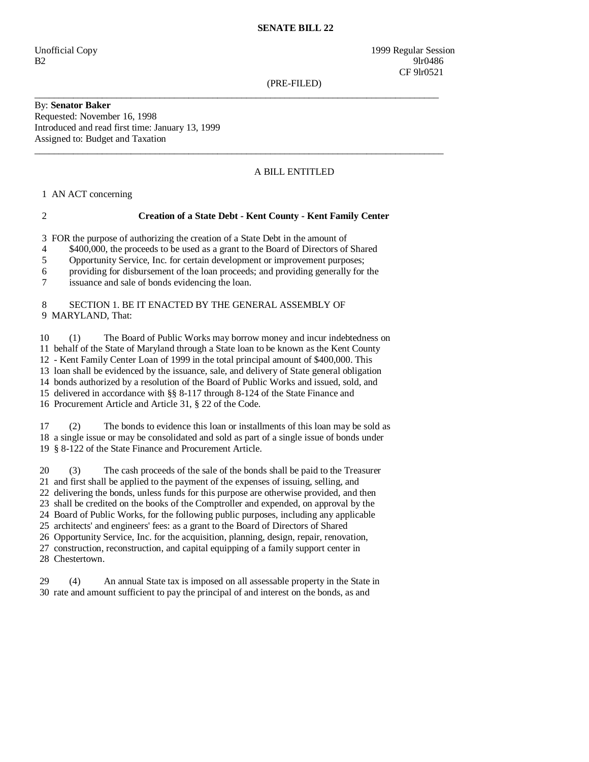**SENATE BILL 22**

Unofficial Copy 1999 Regular Session
B2 9lr0486
CF 9lr0521

(PRE-FILED)

By: **Senator Baker**
Requested: November 16, 1998
Introduced and read first time: January 13, 1999
Assigned to: Budget and Taxation

A BILL ENTITLED

1 AN ACT concerning

2 **Creation of a State Debt - Kent County - Kent Family Center**

3 FOR the purpose of authorizing the creation of a State Debt in the amount of
4 $400,000, the proceeds to be used as a grant to the Board of Directors of Shared
5 Opportunity Service, Inc. for certain development or improvement purposes;
6 providing for disbursement of the loan proceeds; and providing generally for the
7 issuance and sale of bonds evidencing the loan.

8 SECTION 1. BE IT ENACTED BY THE GENERAL ASSEMBLY OF
9 MARYLAND, That:

10 (1) The Board of Public Works may borrow money and incur indebtedness on
11 behalf of the State of Maryland through a State loan to be known as the Kent County
12 - Kent Family Center Loan of 1999 in the total principal amount of $400,000. This
13 loan shall be evidenced by the issuance, sale, and delivery of State general obligation
14 bonds authorized by a resolution of the Board of Public Works and issued, sold, and
15 delivered in accordance with §§ 8-117 through 8-124 of the State Finance and
16 Procurement Article and Article 31, § 22 of the Code.

17 (2) The bonds to evidence this loan or installments of this loan may be sold as
18 a single issue or may be consolidated and sold as part of a single issue of bonds under
19 § 8-122 of the State Finance and Procurement Article.

20 (3) The cash proceeds of the sale of the bonds shall be paid to the Treasurer
21 and first shall be applied to the payment of the expenses of issuing, selling, and
22 delivering the bonds, unless funds for this purpose are otherwise provided, and then
23 shall be credited on the books of the Comptroller and expended, on approval by the
24 Board of Public Works, for the following public purposes, including any applicable
25 architects' and engineers' fees: as a grant to the Board of Directors of Shared
26 Opportunity Service, Inc. for the acquisition, planning, design, repair, renovation,
27 construction, reconstruction, and capital equipping of a family support center in
28 Chestertown.

29 (4) An annual State tax is imposed on all assessable property in the State in
30 rate and amount sufficient to pay the principal of and interest on the bonds, as and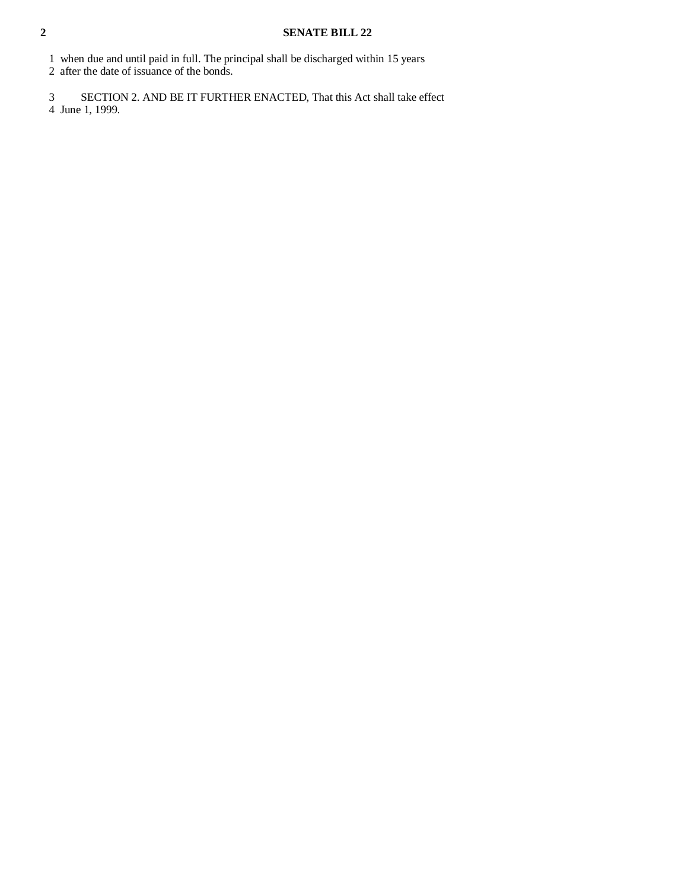when due and until paid in full. The principal shall be discharged within 15 years after the date of issuance of the bonds.

SECTION 2. AND BE IT FURTHER ENACTED, That this Act shall take effect June 1, 1999.